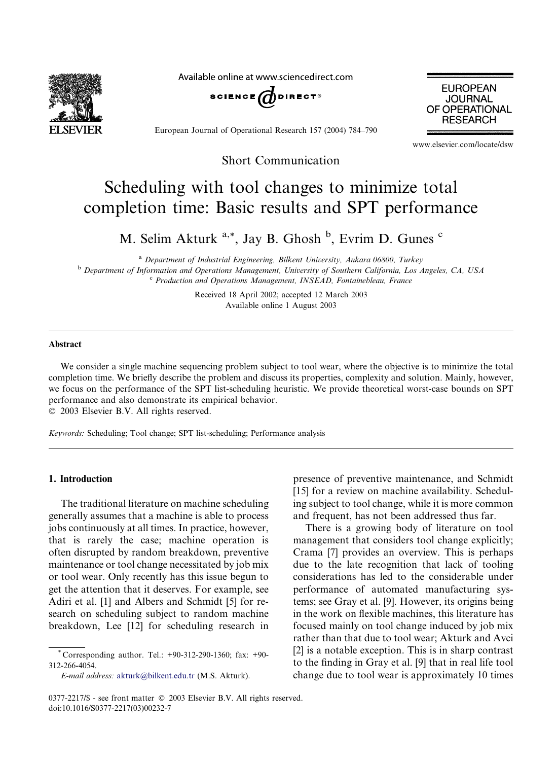Short Communication

# Scheduling with tool changes to minimize total completion time: Basic results and SPT performance

M. Selim Akturk [a,*], Jay B. Ghosh [b], Evrim D. Gunes [c]

[a] Department of Industrial Engineering, Bilkent University, Ankara 06800, Turkey

[b] Department of Information and Operations Management, University of Southern California, Los Angeles, CA, USA

[c] Production and Operations Management, INSEAD, Fontainebleau, France

Received 18 April 2002; accepted 12 March 2003

Available online 1 August 2003

## Abstract

We consider a single machine sequencing problem subject to tool wear, where the objective is to minimize the total completion time. We briefly describe the problem and discuss its properties, complexity and solution. Mainly, however, we focus on the performance of the SPT list-scheduling heuristic. We provide theoretical worst-case bounds on SPT performance and also demonstrate its empirical behavior.

© 2003 Elsevier B.V. All rights reserved.

*Keywords:* Scheduling; Tool change; SPT list-scheduling; Performance analysis

## 1. Introduction

The traditional literature on machine scheduling generally assumes that a machine is able to process jobs continuously at all times. In practice, however, that is rarely the case; machine operation is often disrupted by random breakdown, preventive maintenance or tool change necessitated by job mix or tool wear. Only recently has this issue begun to get the attention that it deserves. For example, see Adiri et al. [1] and Albers and Schmidt [5] for research on scheduling subject to random machine breakdown, Lee [12] for scheduling research in presence of preventive maintenance, and Schmidt [15] for a review on machine availability. Scheduling subject to tool change, while it is more common and frequent, has not been addressed thus far.

There is a growing body of literature on tool management that considers tool change explicitly; Crama [7] provides an overview. This is perhaps due to the late recognition that lack of tooling considerations has led to the considerable under performance of automated manufacturing systems; see Gray et al. [9]. However, its origins being in the work on flexible machines, this literature has focused mainly on tool change induced by job mix rather than that due to tool wear; Akturk and Avci [2] is a notable exception. This is in sharp contrast to the finding in Gray et al. [9] that in real life tool change due to tool wear is approximately 10 times

* Corresponding author. Tel.: +90-312-290-1360; fax: +90-312-266-4054.

*E-mail address:* akturk@bilkent.edu.tr (M.S. Akturk).

0377-2217/$ - see front matter © 2003 Elsevier B.V. All rights reserved.

doi:10.1016/S0377-2217(03)00232-7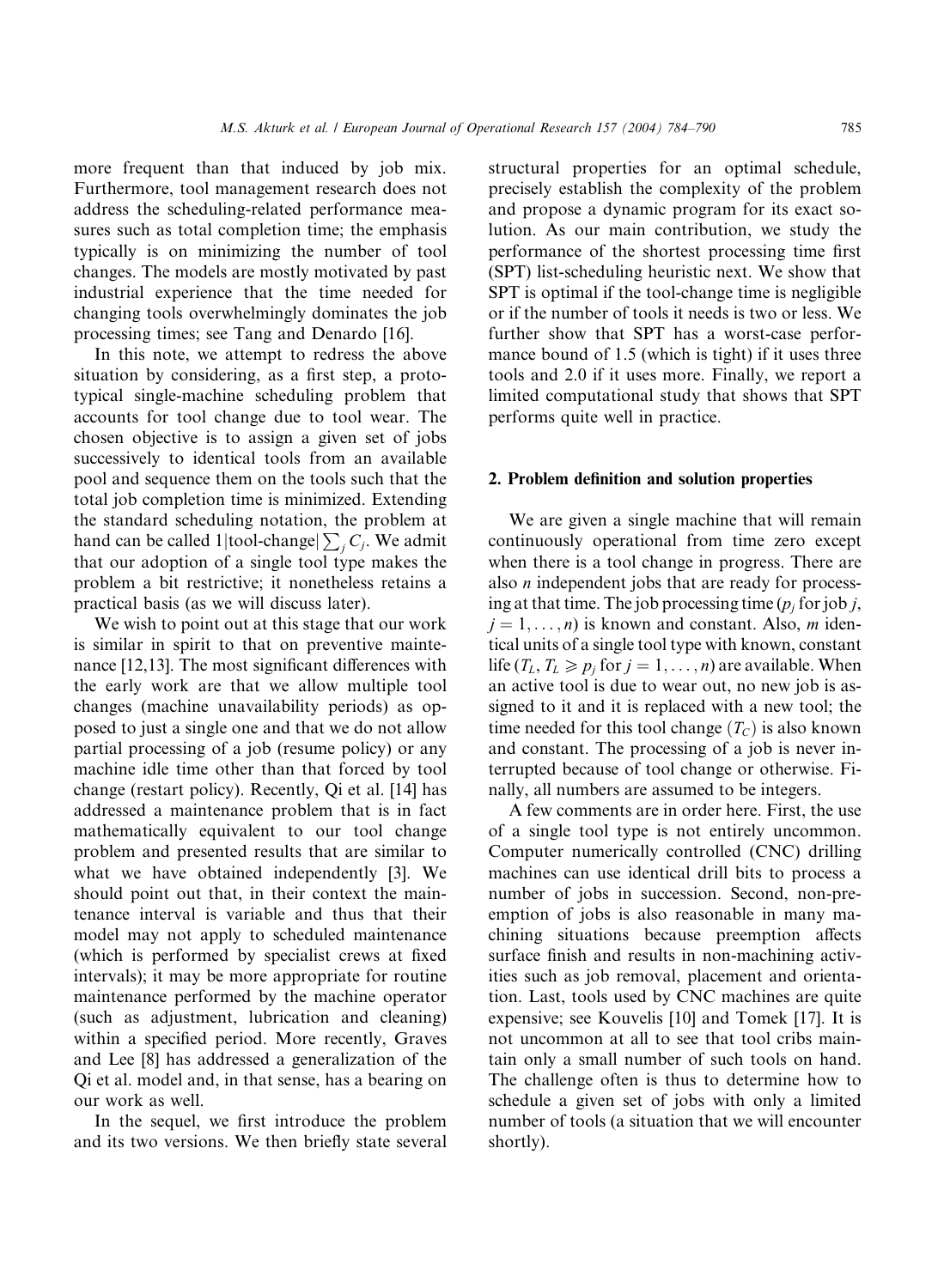more frequent than that induced by job mix. Furthermore, tool management research does not address the scheduling-related performance measures such as total completion time; the emphasis typically is on minimizing the number of tool changes. The models are mostly motivated by past industrial experience that the time needed for changing tools overwhelmingly dominates the job processing times; see Tang and Denardo [16].

In this note, we attempt to redress the above situation by considering, as a first step, a prototypical single-machine scheduling problem that accounts for tool change due to tool wear. The chosen objective is to assign a given set of jobs successively to identical tools from an available pool and sequence them on the tools such that the total job completion time is minimized. Extending the standard scheduling notation, the problem at hand can be called $1|\text{tool-change}|\sum_j C_j$. We admit that our adoption of a single tool type makes the problem a bit restrictive; it nonetheless retains a practical basis (as we will discuss later).

We wish to point out at this stage that our work is similar in spirit to that on preventive maintenance [12,13]. The most significant differences with the early work are that we allow multiple tool changes (machine unavailability periods) as opposed to just a single one and that we do not allow partial processing of a job (resume policy) or any machine idle time other than that forced by tool change (restart policy). Recently, Qi et al. [14] has addressed a maintenance problem that is in fact mathematically equivalent to our tool change problem and presented results that are similar to what we have obtained independently [3]. We should point out that, in their context the maintenance interval is variable and thus that their model may not apply to scheduled maintenance (which is performed by specialist crews at fixed intervals); it may be more appropriate for routine maintenance performed by the machine operator (such as adjustment, lubrication and cleaning) within a specified period. More recently, Graves and Lee [8] has addressed a generalization of the Qi et al. model and, in that sense, has a bearing on our work as well.

In the sequel, we first introduce the problem and its two versions. We then briefly state several structural properties for an optimal schedule, precisely establish the complexity of the problem and propose a dynamic program for its exact solution. As our main contribution, we study the performance of the shortest processing time first (SPT) list-scheduling heuristic next. We show that SPT is optimal if the tool-change time is negligible or if the number of tools it needs is two or less. We further show that SPT has a worst-case performance bound of 1.5 (which is tight) if it uses three tools and 2.0 if it uses more. Finally, we report a limited computational study that shows that SPT performs quite well in practice.

## 2. Problem definition and solution properties

We are given a single machine that will remain continuously operational from time zero except when there is a tool change in progress. There are also $n$ independent jobs that are ready for processing at that time. The job processing time ($p_j$ for job $j$, $j = 1, \ldots, n$) is known and constant. Also, $m$ identical units of a single tool type with known, constant life ($T_L$, $T_L \geqslant p_j$ for $j = 1, \ldots, n$) are available. When an active tool is due to wear out, no new job is assigned to it and it is replaced with a new tool; the time needed for this tool change ($T_C$) is also known and constant. The processing of a job is never interrupted because of tool change or otherwise. Finally, all numbers are assumed to be integers.

A few comments are in order here. First, the use of a single tool type is not entirely uncommon. Computer numerically controlled (CNC) drilling machines can use identical drill bits to process a number of jobs in succession. Second, non-preemption of jobs is also reasonable in many machining situations because preemption affects surface finish and results in non-machining activities such as job removal, placement and orientation. Last, tools used by CNC machines are quite expensive; see Kouvelis [10] and Tomek [17]. It is not uncommon at all to see that tool cribs maintain only a small number of such tools on hand. The challenge often is thus to determine how to schedule a given set of jobs with only a limited number of tools (a situation that we will encounter shortly).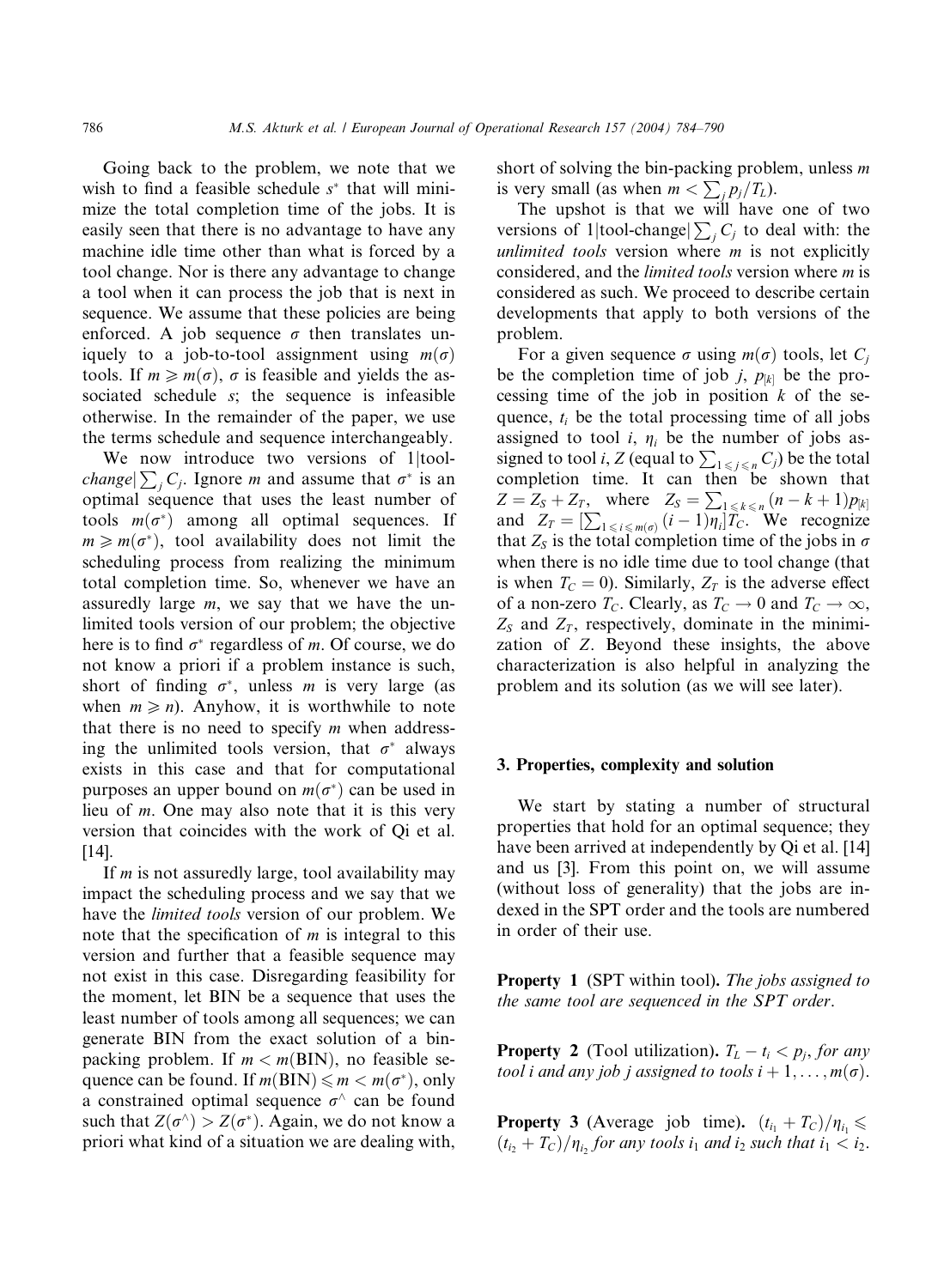Going back to the problem, we note that we wish to find a feasible schedule $s^*$ that will minimize the total completion time of the jobs. It is easily seen that there is no advantage to have any machine idle time other than what is forced by a tool change. Nor is there any advantage to change a tool when it can process the job that is next in sequence. We assume that these policies are being enforced. A job sequence $\sigma$ then translates uniquely to a job-to-tool assignment using $m(\sigma)$ tools. If $m \geqslant m(\sigma)$, $\sigma$ is feasible and yields the associated schedule $s$; the sequence is infeasible otherwise. In the remainder of the paper, we use the terms schedule and sequence interchangeably.

We now introduce two versions of $1|\text{tool-change}|\sum_j C_j$. Ignore $m$ and assume that $\sigma^*$ is an optimal sequence that uses the least number of tools $m(\sigma^*)$ among all optimal sequences. If $m \geqslant m(\sigma^*)$, tool availability does not limit the scheduling process from realizing the minimum total completion time. So, whenever we have an assuredly large $m$, we say that we have the unlimited tools version of our problem; the objective here is to find $\sigma^*$ regardless of $m$. Of course, we do not know a priori if a problem instance is such, short of finding $\sigma^*$, unless $m$ is very large (as when $m \geqslant n$). Anyhow, it is worthwhile to note that there is no need to specify $m$ when addressing the unlimited tools version, that $\sigma^*$ always exists in this case and that for computational purposes an upper bound on $m(\sigma^*)$ can be used in lieu of $m$. One may also note that it is this very version that coincides with the work of Qi et al. [14].

If $m$ is not assuredly large, tool availability may impact the scheduling process and we say that we have the *limited tools* version of our problem. We note that the specification of $m$ is integral to this version and further that a feasible sequence may not exist in this case. Disregarding feasibility for the moment, let BIN be a sequence that uses the least number of tools among all sequences; we can generate BIN from the exact solution of a bin-packing problem. If $m < m(\text{BIN})$, no feasible sequence can be found. If $m(\text{BIN}) \leqslant m < m(\sigma^*)$, only a constrained optimal sequence $\sigma^\wedge$ can be found such that $Z(\sigma^\wedge) > Z(\sigma^*)$. Again, we do not know a priori what kind of a situation we are dealing with, short of solving the bin-packing problem, unless $m$ is very small (as when $m < \sum_j p_j/T_L$).

The upshot is that we will have one of two versions of $1|\text{tool-change}|\sum_j C_j$ to deal with: the *unlimited tools* version where $m$ is not explicitly considered, and the *limited tools* version where $m$ is considered as such. We proceed to describe certain developments that apply to both versions of the problem.

For a given sequence $\sigma$ using $m(\sigma)$ tools, let $C_j$ be the completion time of job $j$, $p_{[k]}$ be the processing time of the job in position $k$ of the sequence, $t_i$ be the total processing time of all jobs assigned to tool $i$, $\eta_i$ be the number of jobs assigned to tool $i$, $Z$ (equal to $\sum_{1\leqslant j\leqslant n} C_j$) be the total completion time. It can then be shown that $Z = Z_S + Z_T$, where $Z_S = \sum_{1\leqslant k\leqslant n}(n-k+1)p_{[k]}$ and $Z_T = [\sum_{1\leqslant i\leqslant m(\sigma)}(i-1)\eta_i]T_C$. We recognize that $Z_S$ is the total completion time of the jobs in $\sigma$ when there is no idle time due to tool change (that is when $T_C = 0$). Similarly, $Z_T$ is the adverse effect of a non-zero $T_C$. Clearly, as $T_C \to 0$ and $T_C \to \infty$, $Z_S$ and $Z_T$, respectively, dominate in the minimization of $Z$. Beyond these insights, the above characterization is also helpful in analyzing the problem and its solution (as we will see later).

## 3. Properties, complexity and solution

We start by stating a number of structural properties that hold for an optimal sequence; they have been arrived at independently by Qi et al. [14] and us [3]. From this point on, we will assume (without loss of generality) that the jobs are indexed in the SPT order and the tools are numbered in order of their use.

**Property 1** (SPT within tool). *The jobs assigned to the same tool are sequenced in the SPT order.*

**Property 2** (Tool utilization). *$T_L - t_i < p_j$, for any tool $i$ and any job $j$ assigned to tools $i+1, \ldots, m(\sigma)$.*

**Property 3** (Average job time). *$(t_{i_1} + T_C)/\eta_{i_1} \leqslant (t_{i_2} + T_C)/\eta_{i_2}$ for any tools $i_1$ and $i_2$ such that $i_1 < i_2$.*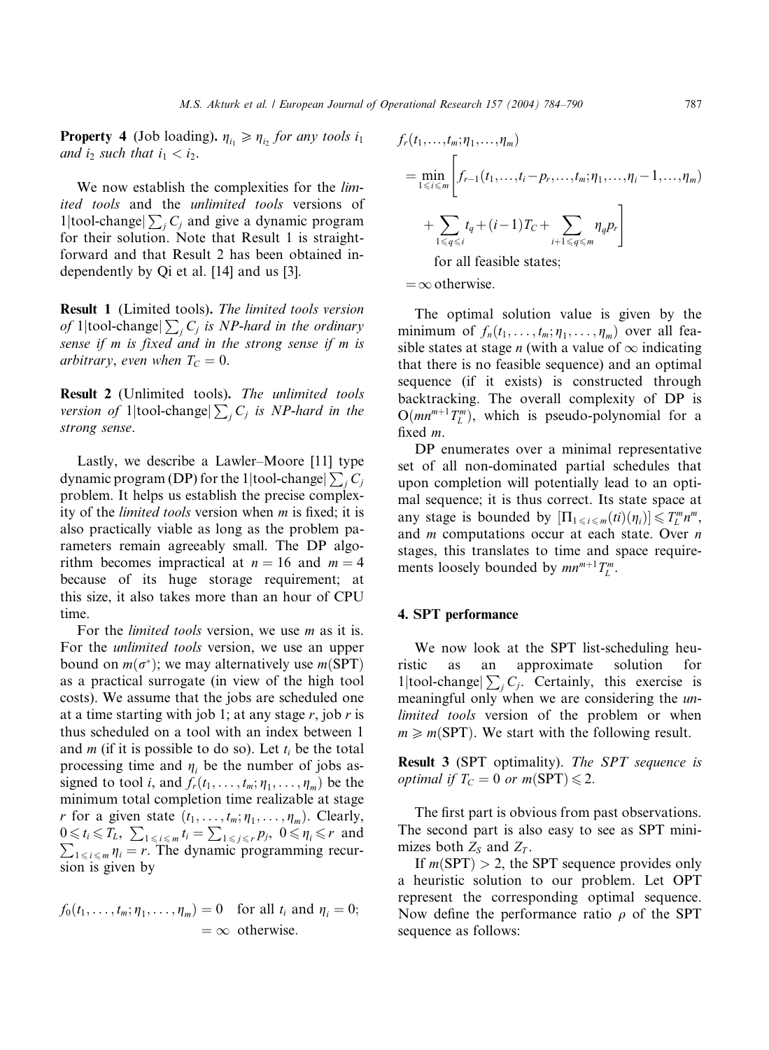**Property 4** (Job loading). *$\eta_{i_1} \geqslant \eta_{i_2}$ for any tools $i_1$ and $i_2$ such that $i_1 < i_2$.*

We now establish the complexities for the *limited tools* and the *unlimited tools* versions of $1|\text{tool-change}|\sum_j C_j$ and give a dynamic program for their solution. Note that Result 1 is straightforward and that Result 2 has been obtained independently by Qi et al. [14] and us [3].

**Result 1** (Limited tools). *The limited tools version of $1|\text{tool-change}|\sum_j C_j$ is NP-hard in the ordinary sense if m is fixed and in the strong sense if m is arbitrary, even when $T_C = 0$.*

**Result 2** (Unlimited tools). *The unlimited tools version of $1|\text{tool-change}|\sum_j C_j$ is NP-hard in the strong sense.*

Lastly, we describe a Lawler–Moore [11] type dynamic program (DP) for the $1|\text{tool-change}|\sum_j C_j$ problem. It helps us establish the precise complexity of the *limited tools* version when $m$ is fixed; it is also practically viable as long as the problem parameters remain agreeably small. The DP algorithm becomes impractical at $n = 16$ and $m = 4$ because of its huge storage requirement; at this size, it also takes more than an hour of CPU time.

For the *limited tools* version, we use $m$ as it is. For the *unlimited tools* version, we use an upper bound on $m(\sigma^*)$; we may alternatively use $m(\text{SPT})$ as a practical surrogate (in view of the high tool costs). We assume that the jobs are scheduled one at a time starting with job 1; at any stage $r$, job $r$ is thus scheduled on a tool with an index between 1 and $m$ (if it is possible to do so). Let $t_i$ be the total processing time and $\eta_i$ be the number of jobs assigned to tool $i$, and $f_r(t_1,\ldots,t_m;\eta_1,\ldots,\eta_m)$ be the minimum total completion time realizable at stage $r$ for a given state $(t_1,\ldots,t_m;\eta_1,\ldots,\eta_m)$. Clearly, $0 \leqslant t_i \leqslant T_L$, $\sum_{1\leqslant i\leqslant m} t_i = \sum_{1\leqslant j\leqslant r} p_j$, $0 \leqslant \eta_i \leqslant r$ and $\sum_{1\leqslant i\leqslant m} \eta_i = r$. The dynamic programming recursion is given by

$$
\begin{aligned}
f_0(t_1,\ldots,t_m;\eta_1,\ldots,\eta_m) &= 0 \quad \text{for all } t_i \text{ and } \eta_i = 0;\\
&= \infty \quad \text{otherwise.}
\end{aligned}
$$

$$
\begin{aligned}
&f_r(t_1,\ldots,t_m;\eta_1,\ldots,\eta_m)\\
&= \min_{1\leqslant i\leqslant m}\Bigg[f_{r-1}(t_1,\ldots,t_i-p_r,\ldots,t_m;\eta_1,\ldots,\eta_i-1,\ldots,\eta_m)\\
&\quad + \sum_{1\leqslant q\leqslant i} t_q + (i-1)T_C + \sum_{i+1\leqslant q\leqslant m} \eta_q p_r\Bigg]\\
&\quad \text{for all feasible states;}\\
&= \infty \text{ otherwise.}
\end{aligned}
$$

The optimal solution value is given by the minimum of $f_n(t_1,\ldots,t_m;\eta_1,\ldots,\eta_m)$ over all feasible states at stage $n$ (with a value of $\infty$ indicating that there is no feasible sequence) and an optimal sequence (if it exists) is constructed through backtracking. The overall complexity of DP is $O(mn^{m+1}T_L^m)$, which is pseudo-polynomial for a fixed $m$.

DP enumerates over a minimal representative set of all non-dominated partial schedules that upon completion will potentially lead to an optimal sequence; it is thus correct. Its state space at any stage is bounded by $[\Pi_{1\leqslant i\leqslant m}(ti)(\eta_i)] \leqslant T_L^m n^m$, and $m$ computations occur at each state. Over $n$ stages, this translates to time and space requirements loosely bounded by $mn^{m+1}T_L^m$.

## 4. SPT performance

We now look at the SPT list-scheduling heuristic as an approximate solution for $1|\text{tool-change}|\sum_j C_j$. Certainly, this exercise is meaningful only when we are considering the *unlimited tools* version of the problem or when $m \geqslant m(\text{SPT})$. We start with the following result.

**Result 3** (SPT optimality). *The SPT sequence is optimal if $T_C = 0$ or $m(\text{SPT}) \leqslant 2$.*

The first part is obvious from past observations. The second part is also easy to see as SPT minimizes both $Z_S$ and $Z_T$.

If $m(\text{SPT}) > 2$, the SPT sequence provides only a heuristic solution to our problem. Let OPT represent the corresponding optimal sequence. Now define the performance ratio $\rho$ of the SPT sequence as follows: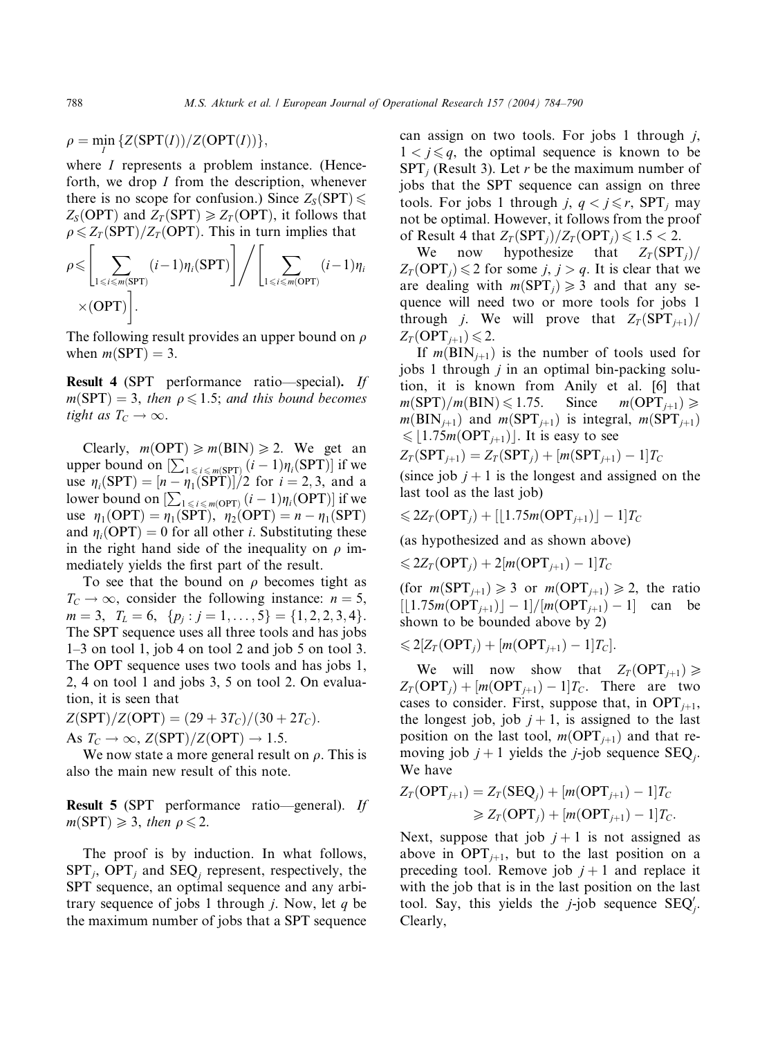$\rho = \min_I \{Z(\text{SPT}(I))/Z(\text{OPT}(I))\}$,

where $I$ represents a problem instance. (Henceforth, we drop $I$ from the description, whenever there is no scope for confusion.) Since $Z_S(\text{SPT}) \leqslant Z_S(\text{OPT})$ and $Z_T(\text{SPT}) \geqslant Z_T(\text{OPT})$, it follows that $\rho \leqslant Z_T(\text{SPT})/Z_T(\text{OPT})$. This in turn implies that

$$\rho \leqslant \left[\sum_{1 \leqslant i \leqslant m(\text{SPT})} (i-1)\eta_i(\text{SPT})\right] \Bigg/ \left[\sum_{1 \leqslant i \leqslant m(\text{OPT})} (i-1)\eta_i \times (\text{OPT})\right].$$

The following result provides an upper bound on $\rho$ when $m(\text{SPT}) = 3$.

**Result 4** (SPT performance ratio—special). *If $m(\text{SPT}) = 3$, then $\rho \leqslant 1.5$; and this bound becomes tight as $T_C \to \infty$.*

Clearly, $m(\text{OPT}) \geqslant m(\text{BIN}) \geqslant 2$. We get an upper bound on $[\sum_{1 \leqslant i \leqslant m(\text{SPT})} (i-1)\eta_i(\text{SPT})]$ if we use $\eta_i(\text{SPT}) = [n - \eta_1(\text{SPT})]/2$ for $i = 2, 3$, and a lower bound on $[\sum_{1 \leqslant i \leqslant m(\text{OPT})} (i-1)\eta_i(\text{OPT})]$ if we use $\eta_1(\text{OPT}) = \eta_1(\text{SPT})$, $\eta_2(\text{OPT}) = n - \eta_1(\text{SPT})$ and $\eta_i(\text{OPT}) = 0$ for all other $i$. Substituting these in the right hand side of the inequality on $\rho$ immediately yields the first part of the result.

To see that the bound on $\rho$ becomes tight as $T_C \to \infty$, consider the following instance: $n = 5$, $m = 3$, $T_L = 6$, $\{p_j : j = 1, \ldots, 5\} = \{1, 2, 2, 3, 4\}$. The SPT sequence uses all three tools and has jobs 1–3 on tool 1, job 4 on tool 2 and job 5 on tool 3. The OPT sequence uses two tools and has jobs 1, 2, 4 on tool 1 and jobs 3, 5 on tool 2. On evaluation, it is seen that

$Z(\text{SPT})/Z(\text{OPT}) = (29 + 3T_C)/(30 + 2T_C)$.

As $T_C \to \infty$, $Z(\text{SPT})/Z(\text{OPT}) \to 1.5$.

We now state a more general result on $\rho$. This is also the main new result of this note.

**Result 5** (SPT performance ratio—general). *If $m(\text{SPT}) \geqslant 3$, then $\rho \leqslant 2$.*

The proof is by induction. In what follows, $\text{SPT}_j$, $\text{OPT}_j$ and $\text{SEQ}_j$ represent, respectively, the SPT sequence, an optimal sequence and any arbitrary sequence of jobs 1 through $j$. Now, let $q$ be the maximum number of jobs that a SPT sequence can assign on two tools. For jobs 1 through $j$, $1 < j \leqslant q$, the optimal sequence is known to be $\text{SPT}_j$ (Result 3). Let $r$ be the maximum number of jobs that the SPT sequence can assign on three tools. For jobs 1 through $j$, $q < j \leqslant r$, $\text{SPT}_j$ may not be optimal. However, it follows from the proof of Result 4 that $Z_T(\text{SPT}_j)/Z_T(\text{OPT}_j) \leqslant 1.5 < 2$.

We now hypothesize that $Z_T(\text{SPT}_j)/Z_T(\text{OPT}_j) \leqslant 2$ for some $j$, $j > q$. It is clear that we are dealing with $m(\text{SPT}_j) \geqslant 3$ and that any sequence will need two or more tools for jobs 1 through $j$. We will prove that $Z_T(\text{SPT}_{j+1})/Z_T(\text{OPT}_{j+1}) \leqslant 2$.

If $m(\text{BIN}_{j+1})$ is the number of tools used for jobs 1 through $j$ in an optimal bin-packing solution, it is known from Anily et al. [6] that $m(\text{SPT})/m(\text{BIN}) \leqslant 1.75$. Since $m(\text{OPT}_{j+1}) \geqslant m(\text{BIN}_{j+1})$ and $m(\text{SPT}_{j+1})$ is integral, $m(\text{SPT}_{j+1}) \leqslant \lfloor 1.75 m(\text{OPT}_{j+1}) \rfloor$. It is easy to see

$Z_T(\text{SPT}_{j+1}) = Z_T(\text{SPT}_j) + [m(\text{SPT}_{j+1}) - 1]T_C$

(since job $j+1$ is the longest and assigned on the last tool as the last job)

$\leqslant 2Z_T(\text{OPT}_j) + [\lfloor 1.75 m(\text{OPT}_{j+1}) \rfloor - 1]T_C$

(as hypothesized and as shown above)

$\leqslant 2Z_T(\text{OPT}_j) + 2[m(\text{OPT}_{j+1}) - 1]T_C$

(for $m(\text{SPT}_{j+1}) \geqslant 3$ or $m(\text{OPT}_{j+1}) \geqslant 2$, the ratio $[\lfloor 1.75 m(\text{OPT}_{j+1}) \rfloor - 1]/[m(\text{OPT}_{j+1}) - 1]$ can be shown to be bounded above by 2)

$\leqslant 2[Z_T(\text{OPT}_j) + [m(\text{OPT}_{j+1}) - 1]T_C]$.

We will now show that $Z_T(\text{OPT}_{j+1}) \geqslant Z_T(\text{OPT}_j) + [m(\text{OPT}_{j+1}) - 1]T_C$. There are two cases to consider. First, suppose that, in $\text{OPT}_{j+1}$, the longest job, job $j+1$, is assigned to the last position on the last tool, $m(\text{OPT}_{j+1})$ and that removing job $j+1$ yields the $j$-job sequence $\text{SEQ}_j$. We have

$$\begin{aligned} Z_T(\text{OPT}_{j+1}) &= Z_T(\text{SEQ}_j) + [m(\text{OPT}_{j+1}) - 1]T_C \\ &\geqslant Z_T(\text{OPT}_j) + [m(\text{OPT}_{j+1}) - 1]T_C. \end{aligned}$$

Next, suppose that job $j+1$ is not assigned as above in $\text{OPT}_{j+1}$, but to the last position on a preceding tool. Remove job $j+1$ and replace it with the job that is in the last position on the last tool. Say, this yields the $j$-job sequence $\text{SEQ}'_j$. Clearly,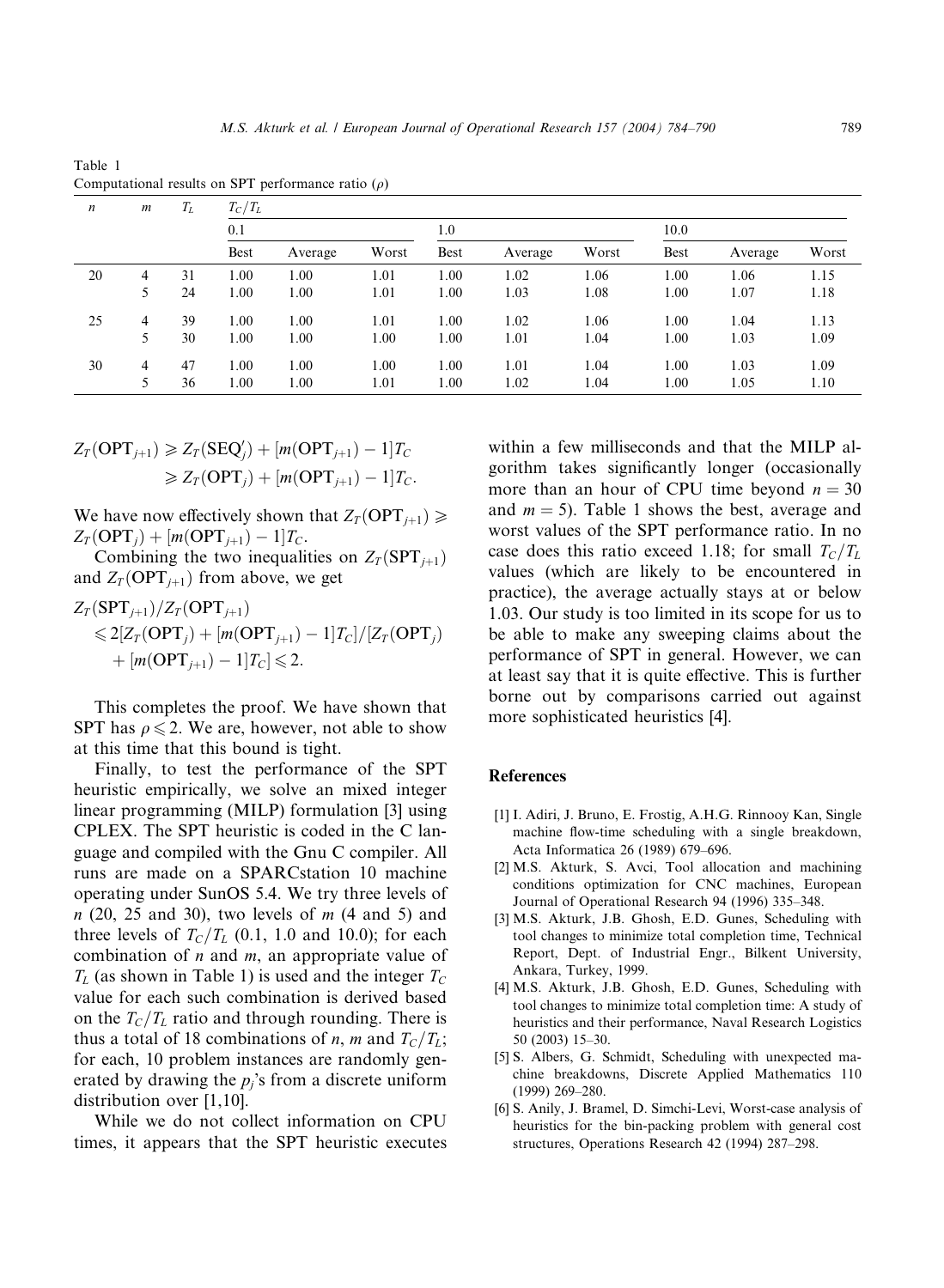Table 1
Computational results on SPT performance ratio ($\rho$)

| $n$ | $m$ | $T_L$ | $T_C/T_L$ | | | | | | | | |
|---|---|---|---|---|---|---|---|---|---|---|---|
| | | | 0.1 | | | 1.0 | | | 10.0 | | |
| | | | Best | Average | Worst | Best | Average | Worst | Best | Average | Worst |
| 20 | 4 | 31 | 1.00 | 1.00 | 1.01 | 1.00 | 1.02 | 1.06 | 1.00 | 1.06 | 1.15 |
| | 5 | 24 | 1.00 | 1.00 | 1.01 | 1.00 | 1.03 | 1.08 | 1.00 | 1.07 | 1.18 |
| 25 | 4 | 39 | 1.00 | 1.00 | 1.01 | 1.00 | 1.02 | 1.06 | 1.00 | 1.04 | 1.13 |
| | 5 | 30 | 1.00 | 1.00 | 1.00 | 1.00 | 1.01 | 1.04 | 1.00 | 1.03 | 1.09 |
| 30 | 4 | 47 | 1.00 | 1.00 | 1.00 | 1.00 | 1.01 | 1.04 | 1.00 | 1.03 | 1.09 |
| | 5 | 36 | 1.00 | 1.00 | 1.01 | 1.00 | 1.02 | 1.04 | 1.00 | 1.05 | 1.10 |

$$
\begin{aligned}
Z_T(\mathrm{OPT}_{j+1}) &\geqslant Z_T(\mathrm{SEQ}'_j) + [m(\mathrm{OPT}_{j+1}) - 1]T_C \\
&\geqslant Z_T(\mathrm{OPT}_j) + [m(\mathrm{OPT}_{j+1}) - 1]T_C.
\end{aligned}
$$

We have now effectively shown that $Z_T(\mathrm{OPT}_{j+1}) \geqslant Z_T(\mathrm{OPT}_j) + [m(\mathrm{OPT}_{j+1}) - 1]T_C$.

Combining the two inequalities on $Z_T(\mathrm{SPT}_{j+1})$ and $Z_T(\mathrm{OPT}_{j+1})$ from above, we get

$$
\begin{aligned}
&Z_T(\mathrm{SPT}_{j+1})/Z_T(\mathrm{OPT}_{j+1}) \\
&\quad\leqslant 2[Z_T(\mathrm{OPT}_j) + [m(\mathrm{OPT}_{j+1}) - 1]T_C]/[Z_T(\mathrm{OPT}_j) \\
&\qquad + [m(\mathrm{OPT}_{j+1}) - 1]T_C] \leqslant 2.
\end{aligned}
$$

This completes the proof. We have shown that SPT has $\rho \leqslant 2$. We are, however, not able to show at this time that this bound is tight.

Finally, to test the performance of the SPT heuristic empirically, we solve an mixed integer linear programming (MILP) formulation [3] using CPLEX. The SPT heuristic is coded in the C language and compiled with the Gnu C compiler. All runs are made on a SPARCstation 10 machine operating under SunOS 5.4. We try three levels of $n$ (20, 25 and 30), two levels of $m$ (4 and 5) and three levels of $T_C/T_L$ (0.1, 1.0 and 10.0); for each combination of $n$ and $m$, an appropriate value of $T_L$ (as shown in Table 1) is used and the integer $T_C$ value for each such combination is derived based on the $T_C/T_L$ ratio and through rounding. There is thus a total of 18 combinations of $n$, $m$ and $T_C/T_L$; for each, 10 problem instances are randomly generated by drawing the $p_j$'s from a discrete uniform distribution over [1,10].

While we do not collect information on CPU times, it appears that the SPT heuristic executes within a few milliseconds and that the MILP algorithm takes significantly longer (occasionally more than an hour of CPU time beyond $n = 30$ and $m = 5$). Table 1 shows the best, average and worst values of the SPT performance ratio. In no case does this ratio exceed 1.18; for small $T_C/T_L$ values (which are likely to be encountered in practice), the average actually stays at or below 1.03. Our study is too limited in its scope for us to be able to make any sweeping claims about the performance of SPT in general. However, we can at least say that it is quite effective. This is further borne out by comparisons carried out against more sophisticated heuristics [4].

## References

[1] I. Adiri, J. Bruno, E. Frostig, A.H.G. Rinnooy Kan, Single machine flow-time scheduling with a single breakdown, Acta Informatica 26 (1989) 679–696.

[2] M.S. Akturk, S. Avci, Tool allocation and machining conditions optimization for CNC machines, European Journal of Operational Research 94 (1996) 335–348.

[3] M.S. Akturk, J.B. Ghosh, E.D. Gunes, Scheduling with tool changes to minimize total completion time, Technical Report, Dept. of Industrial Engr., Bilkent University, Ankara, Turkey, 1999.

[4] M.S. Akturk, J.B. Ghosh, E.D. Gunes, Scheduling with tool changes to minimize total completion time: A study of heuristics and their performance, Naval Research Logistics 50 (2003) 15–30.

[5] S. Albers, G. Schmidt, Scheduling with unexpected machine breakdowns, Discrete Applied Mathematics 110 (1999) 269–280.

[6] S. Anily, J. Bramel, D. Simchi-Levi, Worst-case analysis of heuristics for the bin-packing problem with general cost structures, Operations Research 42 (1994) 287–298.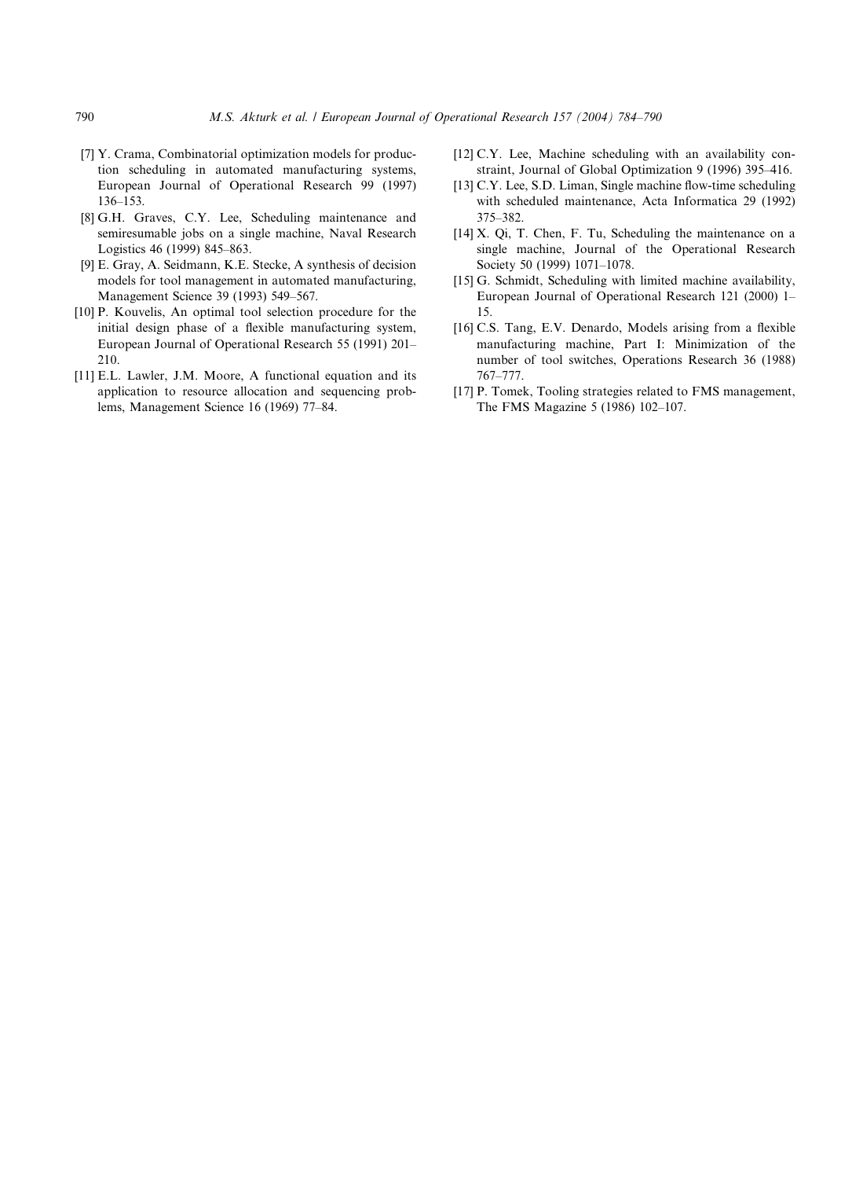[7] Y. Crama, Combinatorial optimization models for production scheduling in automated manufacturing systems, European Journal of Operational Research 99 (1997) 136–153.

[8] G.H. Graves, C.Y. Lee, Scheduling maintenance and semiresumable jobs on a single machine, Naval Research Logistics 46 (1999) 845–863.

[9] E. Gray, A. Seidmann, K.E. Stecke, A synthesis of decision models for tool management in automated manufacturing, Management Science 39 (1993) 549–567.

[10] P. Kouvelis, An optimal tool selection procedure for the initial design phase of a flexible manufacturing system, European Journal of Operational Research 55 (1991) 201–210.

[11] E.L. Lawler, J.M. Moore, A functional equation and its application to resource allocation and sequencing problems, Management Science 16 (1969) 77–84.

[12] C.Y. Lee, Machine scheduling with an availability constraint, Journal of Global Optimization 9 (1996) 395–416.

[13] C.Y. Lee, S.D. Liman, Single machine flow-time scheduling with scheduled maintenance, Acta Informatica 29 (1992) 375–382.

[14] X. Qi, T. Chen, F. Tu, Scheduling the maintenance on a single machine, Journal of the Operational Research Society 50 (1999) 1071–1078.

[15] G. Schmidt, Scheduling with limited machine availability, European Journal of Operational Research 121 (2000) 1–15.

[16] C.S. Tang, E.V. Denardo, Models arising from a flexible manufacturing machine, Part I: Minimization of the number of tool switches, Operations Research 36 (1988) 767–777.

[17] P. Tomek, Tooling strategies related to FMS management, The FMS Magazine 5 (1986) 102–107.